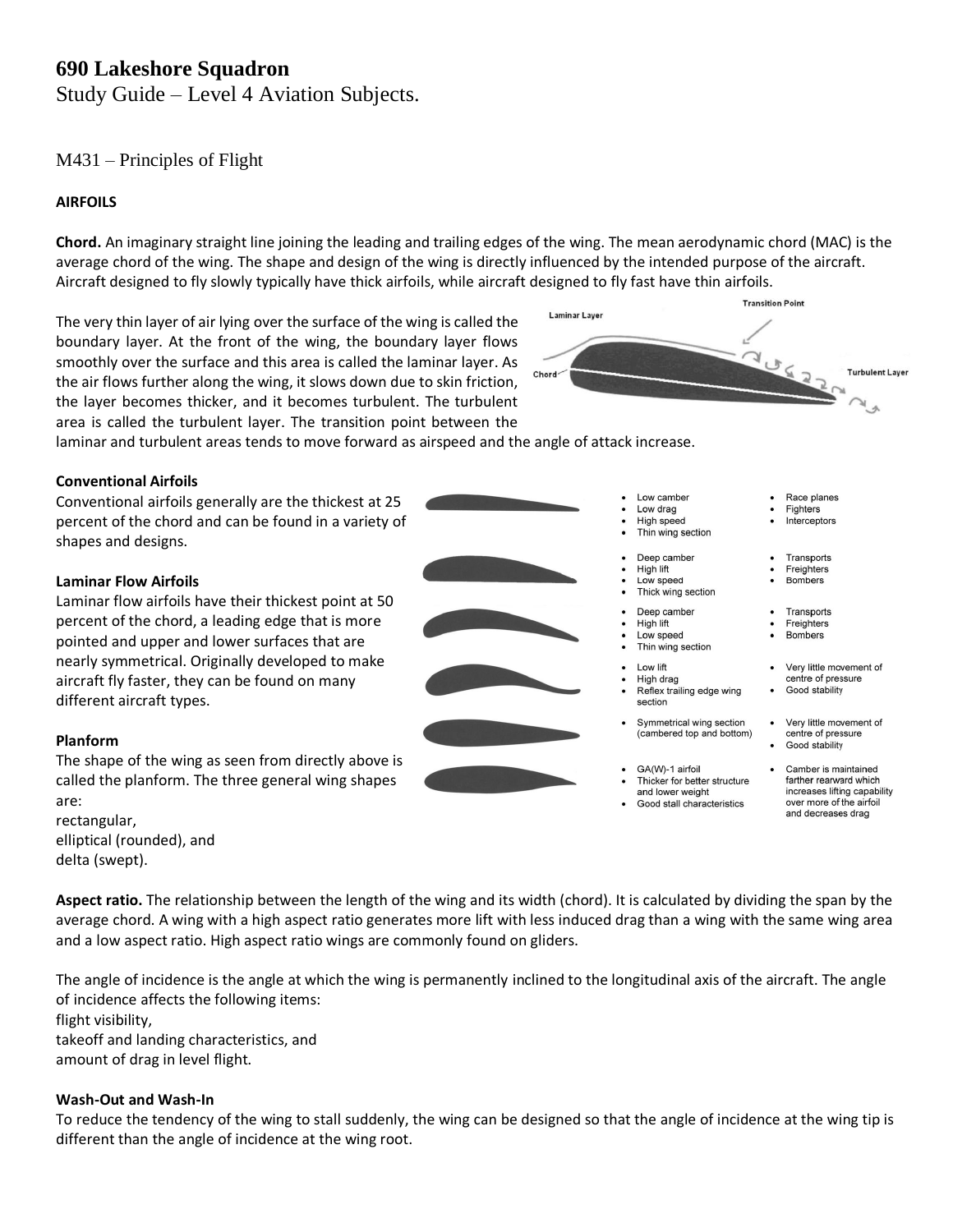# 690 Lakeshore Squadron

Study Guide – Level 4 Aviation Subjects.

## M431 – Principles of Flight

### AIRFOILS

**Chord.** An imaginary straight line joining the leading and trailing edges of the wing. The mean aerodynamic chord (MAC) is the average chord of the wing. The shape and design of the wing is directly influenced by the intended purpose of the aircraft. Aircraft designed to fly slowly typically have thick airfoils, while aircraft designed to fly fast have thin airfoils.

The very thin layer of air lying over the surface of the wing is called the boundary layer. At the front of the wing, the boundary layer flows smoothly over the surface and this area is called the laminar layer. As the air flows further along the wing, it slows down due to skin friction, the layer becomes thicker, and it becomes turbulent. The turbulent area is called the turbulent layer. The transition point between the laminar and turbulent areas tends to move forward as airspeed and the angle of attack increase.

Laminar Layer
Transition Point
Chord
Turbulent Layer

#### Conventional Airfoils

Conventional airfoils generally are the thickest at 25 percent of the chord and can be found in a variety of shapes and designs.

#### Laminar Flow Airfoils

Laminar flow airfoils have their thickest point at 50 percent of the chord, a leading edge that is more pointed and upper and lower surfaces that are nearly symmetrical. Originally developed to make aircraft fly faster, they can be found on many different aircraft types.

| Characteristics | Uses / Notes |
|---|---|
| • Low camber<br>• Low drag<br>• High speed<br>• Thin wing section | • Race planes<br>• Fighters<br>• Interceptors |
| • Deep camber<br>• High lift<br>• Low speed<br>• Thick wing section | • Transports<br>• Freighters<br>• Bombers |
| • Deep camber<br>• High lift<br>• Low speed<br>• Thin wing section | • Transports<br>• Freighters<br>• Bombers |
| • Low lift<br>• High drag<br>• Reflex trailing edge wing section | • Very little movement of centre of pressure<br>• Good stability |
| • Symmetrical wing section (cambered top and bottom) | • Very little movement of centre of pressure<br>• Good stability |
| • GA(W)-1 airfoil<br>• Thicker for better structure and lower weight<br>• Good stall characteristics | • Camber is maintained farther rearward which increases lifting capability over more of the airfoil and decreases drag |

#### Planform

The shape of the wing as seen from directly above is called the planform. The three general wing shapes are:

rectangular,
elliptical (rounded), and
delta (swept).

**Aspect ratio.** The relationship between the length of the wing and its width (chord). It is calculated by dividing the span by the average chord. A wing with a high aspect ratio generates more lift with less induced drag than a wing with the same wing area and a low aspect ratio. High aspect ratio wings are commonly found on gliders.

The angle of incidence is the angle at which the wing is permanently inclined to the longitudinal axis of the aircraft. The angle of incidence affects the following items:

flight visibility,
takeoff and landing characteristics, and
amount of drag in level flight.

#### Wash-Out and Wash-In

To reduce the tendency of the wing to stall suddenly, the wing can be designed so that the angle of incidence at the wing tip is different than the angle of incidence at the wing root.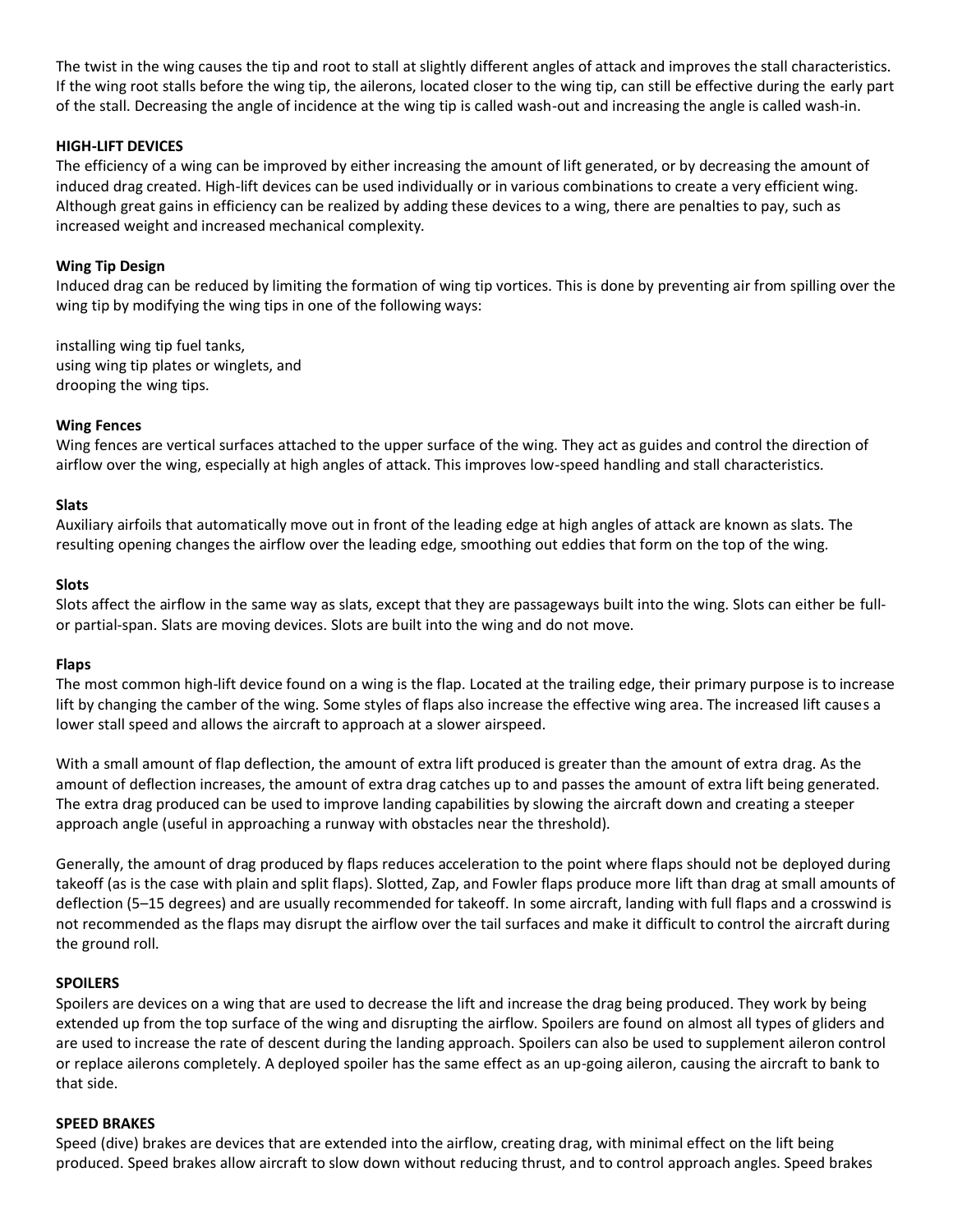The twist in the wing causes the tip and root to stall at slightly different angles of attack and improves the stall characteristics. If the wing root stalls before the wing tip, the ailerons, located closer to the wing tip, can still be effective during the early part of the stall. Decreasing the angle of incidence at the wing tip is called wash-out and increasing the angle is called wash-in.

## HIGH-LIFT DEVICES

The efficiency of a wing can be improved by either increasing the amount of lift generated, or by decreasing the amount of induced drag created. High-lift devices can be used individually or in various combinations to create a very efficient wing. Although great gains in efficiency can be realized by adding these devices to a wing, there are penalties to pay, such as increased weight and increased mechanical complexity.

### Wing Tip Design

Induced drag can be reduced by limiting the formation of wing tip vortices. This is done by preventing air from spilling over the wing tip by modifying the wing tips in one of the following ways:

installing wing tip fuel tanks,
using wing tip plates or winglets, and
drooping the wing tips.

### Wing Fences

Wing fences are vertical surfaces attached to the upper surface of the wing. They act as guides and control the direction of airflow over the wing, especially at high angles of attack. This improves low-speed handling and stall characteristics.

### Slats

Auxiliary airfoils that automatically move out in front of the leading edge at high angles of attack are known as slats. The resulting opening changes the airflow over the leading edge, smoothing out eddies that form on the top of the wing.

### Slots

Slots affect the airflow in the same way as slats, except that they are passageways built into the wing. Slots can either be full- or partial-span. Slats are moving devices. Slots are built into the wing and do not move.

### Flaps

The most common high-lift device found on a wing is the flap. Located at the trailing edge, their primary purpose is to increase lift by changing the camber of the wing. Some styles of flaps also increase the effective wing area. The increased lift causes a lower stall speed and allows the aircraft to approach at a slower airspeed.

With a small amount of flap deflection, the amount of extra lift produced is greater than the amount of extra drag. As the amount of deflection increases, the amount of extra drag catches up to and passes the amount of extra lift being generated. The extra drag produced can be used to improve landing capabilities by slowing the aircraft down and creating a steeper approach angle (useful in approaching a runway with obstacles near the threshold).

Generally, the amount of drag produced by flaps reduces acceleration to the point where flaps should not be deployed during takeoff (as is the case with plain and split flaps). Slotted, Zap, and Fowler flaps produce more lift than drag at small amounts of deflection (5–15 degrees) and are usually recommended for takeoff. In some aircraft, landing with full flaps and a crosswind is not recommended as the flaps may disrupt the airflow over the tail surfaces and make it difficult to control the aircraft during the ground roll.

## SPOILERS

Spoilers are devices on a wing that are used to decrease the lift and increase the drag being produced. They work by being extended up from the top surface of the wing and disrupting the airflow. Spoilers are found on almost all types of gliders and are used to increase the rate of descent during the landing approach. Spoilers can also be used to supplement aileron control or replace ailerons completely. A deployed spoiler has the same effect as an up-going aileron, causing the aircraft to bank to that side.

## SPEED BRAKES

Speed (dive) brakes are devices that are extended into the airflow, creating drag, with minimal effect on the lift being produced. Speed brakes allow aircraft to slow down without reducing thrust, and to control approach angles. Speed brakes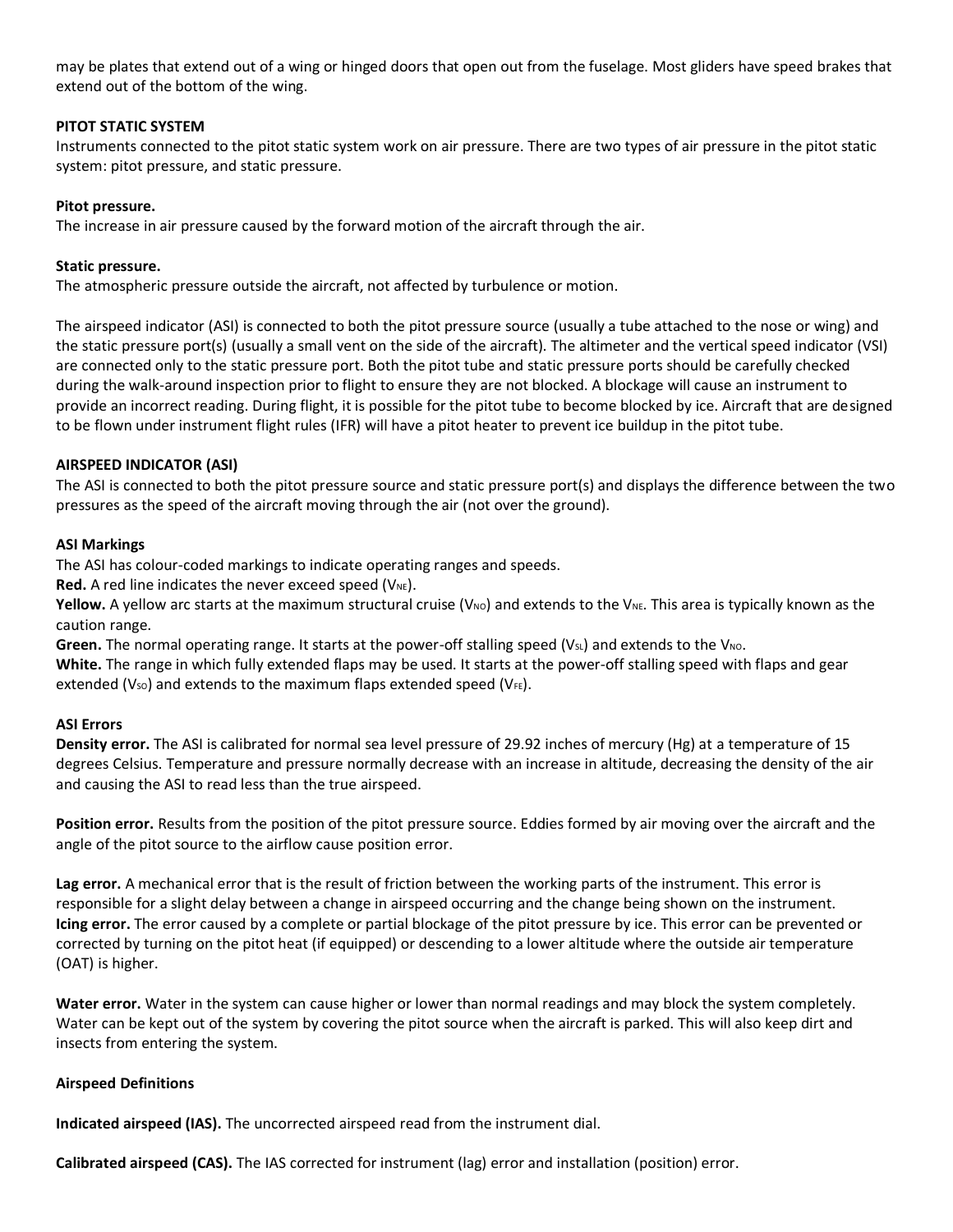may be plates that extend out of a wing or hinged doors that open out from the fuselage. Most gliders have speed brakes that extend out of the bottom of the wing.

## PITOT STATIC SYSTEM

Instruments connected to the pitot static system work on air pressure. There are two types of air pressure in the pitot static system: pitot pressure, and static pressure.

### Pitot pressure.

The increase in air pressure caused by the forward motion of the aircraft through the air.

### Static pressure.

The atmospheric pressure outside the aircraft, not affected by turbulence or motion.

The airspeed indicator (ASI) is connected to both the pitot pressure source (usually a tube attached to the nose or wing) and the static pressure port(s) (usually a small vent on the side of the aircraft). The altimeter and the vertical speed indicator (VSI) are connected only to the static pressure port. Both the pitot tube and static pressure ports should be carefully checked during the walk-around inspection prior to flight to ensure they are not blocked. A blockage will cause an instrument to provide an incorrect reading. During flight, it is possible for the pitot tube to become blocked by ice. Aircraft that are designed to be flown under instrument flight rules (IFR) will have a pitot heater to prevent ice buildup in the pitot tube.

## AIRSPEED INDICATOR (ASI)

The ASI is connected to both the pitot pressure source and static pressure port(s) and displays the difference between the two pressures as the speed of the aircraft moving through the air (not over the ground).

### ASI Markings

The ASI has colour-coded markings to indicate operating ranges and speeds.

**Red.** A red line indicates the never exceed speed ($V_{NE}$).

**Yellow.** A yellow arc starts at the maximum structural cruise ($V_{NO}$) and extends to the $V_{NE}$. This area is typically known as the caution range.

**Green.** The normal operating range. It starts at the power-off stalling speed ($V_{SL}$) and extends to the $V_{NO}$.

**White.** The range in which fully extended flaps may be used. It starts at the power-off stalling speed with flaps and gear extended ($V_{SO}$) and extends to the maximum flaps extended speed ($V_{FE}$).

### ASI Errors

**Density error.** The ASI is calibrated for normal sea level pressure of 29.92 inches of mercury (Hg) at a temperature of 15 degrees Celsius. Temperature and pressure normally decrease with an increase in altitude, decreasing the density of the air and causing the ASI to read less than the true airspeed.

**Position error.** Results from the position of the pitot pressure source. Eddies formed by air moving over the aircraft and the angle of the pitot source to the airflow cause position error.

**Lag error.** A mechanical error that is the result of friction between the working parts of the instrument. This error is responsible for a slight delay between a change in airspeed occurring and the change being shown on the instrument.

**Icing error.** The error caused by a complete or partial blockage of the pitot pressure by ice. This error can be prevented or corrected by turning on the pitot heat (if equipped) or descending to a lower altitude where the outside air temperature (OAT) is higher.

**Water error.** Water in the system can cause higher or lower than normal readings and may block the system completely. Water can be kept out of the system by covering the pitot source when the aircraft is parked. This will also keep dirt and insects from entering the system.

### Airspeed Definitions

**Indicated airspeed (IAS).** The uncorrected airspeed read from the instrument dial.

**Calibrated airspeed (CAS).** The IAS corrected for instrument (lag) error and installation (position) error.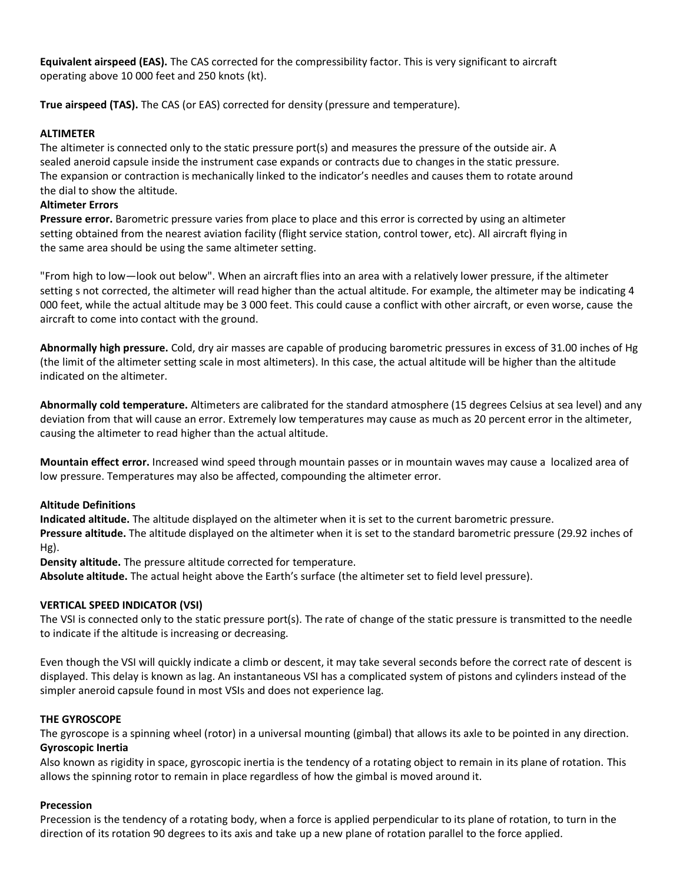**Equivalent airspeed (EAS).** The CAS corrected for the compressibility factor. This is very significant to aircraft operating above 10 000 feet and 250 knots (kt).

**True airspeed (TAS).** The CAS (or EAS) corrected for density (pressure and temperature).

## ALTIMETER

The altimeter is connected only to the static pressure port(s) and measures the pressure of the outside air. A sealed aneroid capsule inside the instrument case expands or contracts due to changes in the static pressure. The expansion or contraction is mechanically linked to the indicator's needles and causes them to rotate around the dial to show the altitude.

### Altimeter Errors

**Pressure error.** Barometric pressure varies from place to place and this error is corrected by using an altimeter setting obtained from the nearest aviation facility (flight service station, control tower, etc). All aircraft flying in the same area should be using the same altimeter setting.

"From high to low—look out below". When an aircraft flies into an area with a relatively lower pressure, if the altimeter setting s not corrected, the altimeter will read higher than the actual altitude. For example, the altimeter may be indicating 4 000 feet, while the actual altitude may be 3 000 feet. This could cause a conflict with other aircraft, or even worse, cause the aircraft to come into contact with the ground.

**Abnormally high pressure.** Cold, dry air masses are capable of producing barometric pressures in excess of 31.00 inches of Hg (the limit of the altimeter setting scale in most altimeters). In this case, the actual altitude will be higher than the altitude indicated on the altimeter.

**Abnormally cold temperature.** Altimeters are calibrated for the standard atmosphere (15 degrees Celsius at sea level) and any deviation from that will cause an error. Extremely low temperatures may cause as much as 20 percent error in the altimeter, causing the altimeter to read higher than the actual altitude.

**Mountain effect error.** Increased wind speed through mountain passes or in mountain waves may cause a localized area of low pressure. Temperatures may also be affected, compounding the altimeter error.

### Altitude Definitions

**Indicated altitude.** The altitude displayed on the altimeter when it is set to the current barometric pressure.
**Pressure altitude.** The altitude displayed on the altimeter when it is set to the standard barometric pressure (29.92 inches of Hg).
**Density altitude.** The pressure altitude corrected for temperature.
**Absolute altitude.** The actual height above the Earth's surface (the altimeter set to field level pressure).

## VERTICAL SPEED INDICATOR (VSI)

The VSI is connected only to the static pressure port(s). The rate of change of the static pressure is transmitted to the needle to indicate if the altitude is increasing or decreasing.

Even though the VSI will quickly indicate a climb or descent, it may take several seconds before the correct rate of descent is displayed. This delay is known as lag. An instantaneous VSI has a complicated system of pistons and cylinders instead of the simpler aneroid capsule found in most VSIs and does not experience lag.

## THE GYROSCOPE

The gyroscope is a spinning wheel (rotor) in a universal mounting (gimbal) that allows its axle to be pointed in any direction.

### Gyroscopic Inertia

Also known as rigidity in space, gyroscopic inertia is the tendency of a rotating object to remain in its plane of rotation. This allows the spinning rotor to remain in place regardless of how the gimbal is moved around it.

### Precession

Precession is the tendency of a rotating body, when a force is applied perpendicular to its plane of rotation, to turn in the direction of its rotation 90 degrees to its axis and take up a new plane of rotation parallel to the force applied.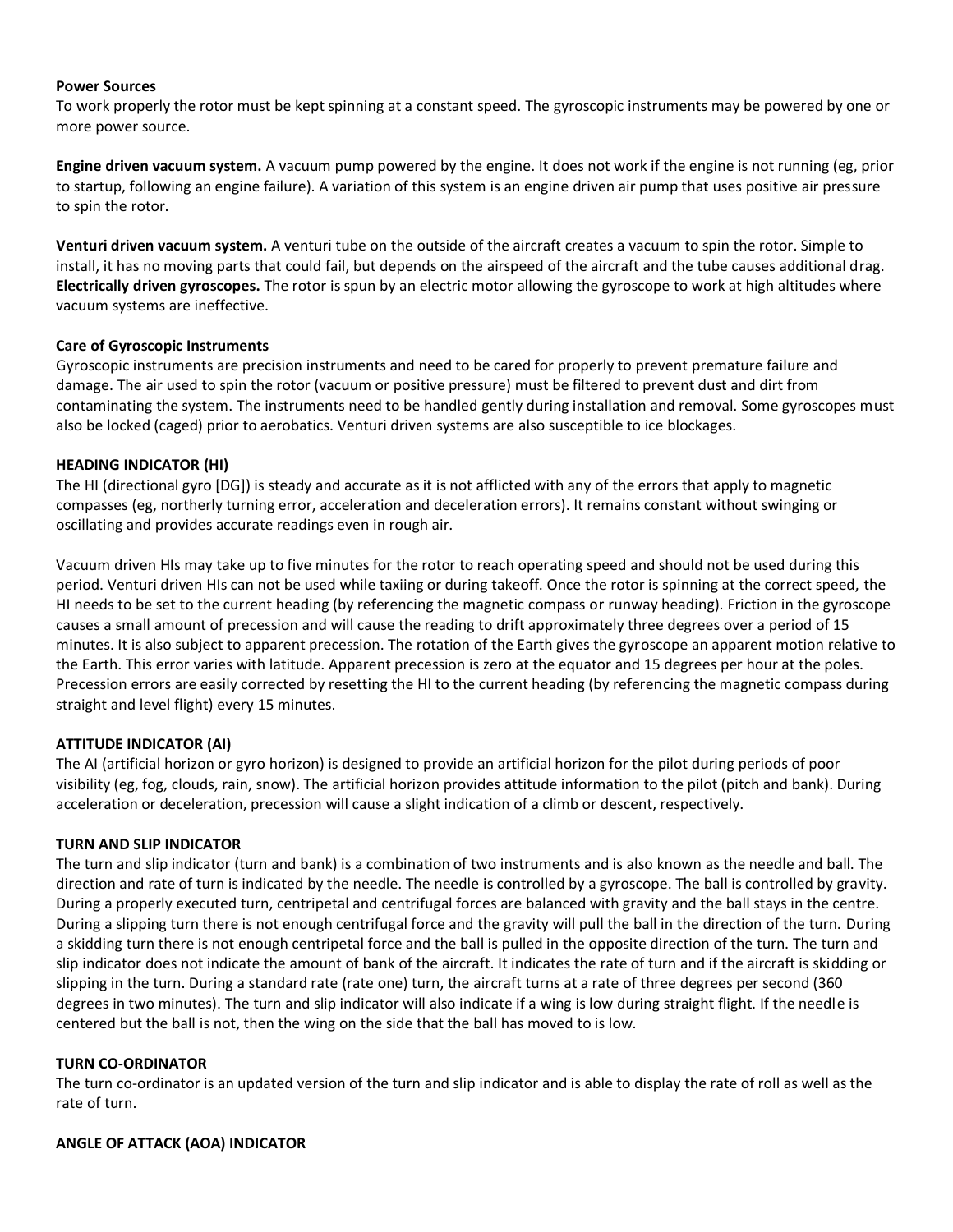**Power Sources**

To work properly the rotor must be kept spinning at a constant speed. The gyroscopic instruments may be powered by one or more power source.

**Engine driven vacuum system.** A vacuum pump powered by the engine. It does not work if the engine is not running (eg, prior to startup, following an engine failure). A variation of this system is an engine driven air pump that uses positive air pressure to spin the rotor.

**Venturi driven vacuum system.** A venturi tube on the outside of the aircraft creates a vacuum to spin the rotor. Simple to install, it has no moving parts that could fail, but depends on the airspeed of the aircraft and the tube causes additional drag.

**Electrically driven gyroscopes.** The rotor is spun by an electric motor allowing the gyroscope to work at high altitudes where vacuum systems are ineffective.

**Care of Gyroscopic Instruments**

Gyroscopic instruments are precision instruments and need to be cared for properly to prevent premature failure and damage. The air used to spin the rotor (vacuum or positive pressure) must be filtered to prevent dust and dirt from contaminating the system. The instruments need to be handled gently during installation and removal. Some gyroscopes must also be locked (caged) prior to aerobatics. Venturi driven systems are also susceptible to ice blockages.

**HEADING INDICATOR (HI)**

The HI (directional gyro [DG]) is steady and accurate as it is not afflicted with any of the errors that apply to magnetic compasses (eg, northerly turning error, acceleration and deceleration errors). It remains constant without swinging or oscillating and provides accurate readings even in rough air.

Vacuum driven HIs may take up to five minutes for the rotor to reach operating speed and should not be used during this period. Venturi driven HIs can not be used while taxiing or during takeoff. Once the rotor is spinning at the correct speed, the HI needs to be set to the current heading (by referencing the magnetic compass or runway heading). Friction in the gyroscope causes a small amount of precession and will cause the reading to drift approximately three degrees over a period of 15 minutes. It is also subject to apparent precession. The rotation of the Earth gives the gyroscope an apparent motion relative to the Earth. This error varies with latitude. Apparent precession is zero at the equator and 15 degrees per hour at the poles. Precession errors are easily corrected by resetting the HI to the current heading (by referencing the magnetic compass during straight and level flight) every 15 minutes.

**ATTITUDE INDICATOR (AI)**

The AI (artificial horizon or gyro horizon) is designed to provide an artificial horizon for the pilot during periods of poor visibility (eg, fog, clouds, rain, snow). The artificial horizon provides attitude information to the pilot (pitch and bank). During acceleration or deceleration, precession will cause a slight indication of a climb or descent, respectively.

**TURN AND SLIP INDICATOR**

The turn and slip indicator (turn and bank) is a combination of two instruments and is also known as the needle and ball. The direction and rate of turn is indicated by the needle. The needle is controlled by a gyroscope. The ball is controlled by gravity. During a properly executed turn, centripetal and centrifugal forces are balanced with gravity and the ball stays in the centre. During a slipping turn there is not enough centrifugal force and the gravity will pull the ball in the direction of the turn. During a skidding turn there is not enough centripetal force and the ball is pulled in the opposite direction of the turn. The turn and slip indicator does not indicate the amount of bank of the aircraft. It indicates the rate of turn and if the aircraft is skidding or slipping in the turn. During a standard rate (rate one) turn, the aircraft turns at a rate of three degrees per second (360 degrees in two minutes). The turn and slip indicator will also indicate if a wing is low during straight flight. If the needle is centered but the ball is not, then the wing on the side that the ball has moved to is low.

**TURN CO-ORDINATOR**

The turn co-ordinator is an updated version of the turn and slip indicator and is able to display the rate of roll as well as the rate of turn.

**ANGLE OF ATTACK (AOA) INDICATOR**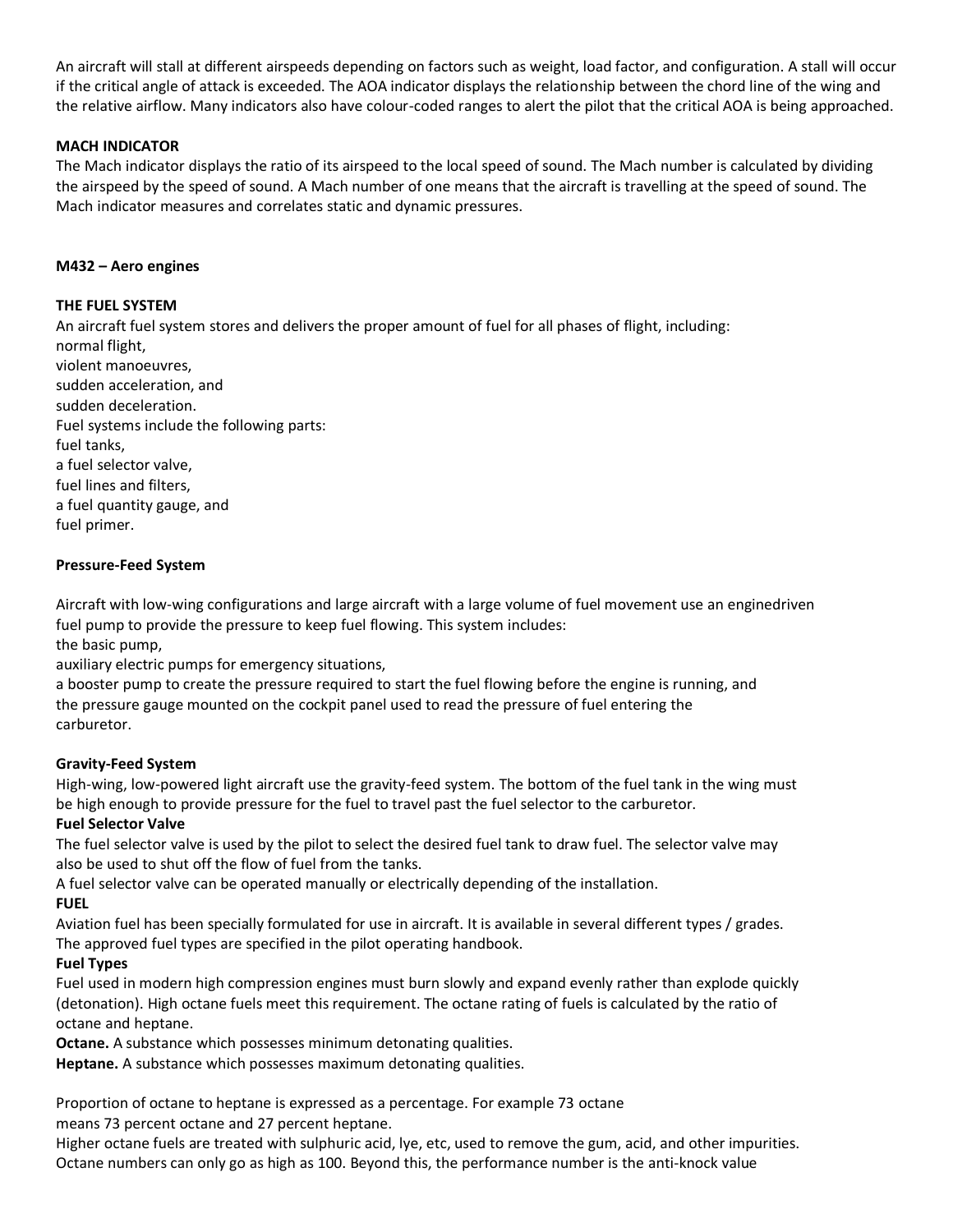An aircraft will stall at different airspeeds depending on factors such as weight, load factor, and configuration. A stall will occur if the critical angle of attack is exceeded. The AOA indicator displays the relationship between the chord line of the wing and the relative airflow. Many indicators also have colour-coded ranges to alert the pilot that the critical AOA is being approached.

**MACH INDICATOR**

The Mach indicator displays the ratio of its airspeed to the local speed of sound. The Mach number is calculated by dividing the airspeed by the speed of sound. A Mach number of one means that the aircraft is travelling at the speed of sound. The Mach indicator measures and correlates static and dynamic pressures.

**M432 – Aero engines**

**THE FUEL SYSTEM**

An aircraft fuel system stores and delivers the proper amount of fuel for all phases of flight, including:
normal flight,
violent manoeuvres,
sudden acceleration, and
sudden deceleration.
Fuel systems include the following parts:
fuel tanks,
a fuel selector valve,
fuel lines and filters,
a fuel quantity gauge, and
fuel primer.

**Pressure-Feed System**

Aircraft with low-wing configurations and large aircraft with a large volume of fuel movement use an enginedriven fuel pump to provide the pressure to keep fuel flowing. This system includes:
the basic pump,
auxiliary electric pumps for emergency situations,
a booster pump to create the pressure required to start the fuel flowing before the engine is running, and
the pressure gauge mounted on the cockpit panel used to read the pressure of fuel entering the carburetor.

**Gravity-Feed System**

High-wing, low-powered light aircraft use the gravity-feed system. The bottom of the fuel tank in the wing must be high enough to provide pressure for the fuel to travel past the fuel selector to the carburetor.

**Fuel Selector Valve**

The fuel selector valve is used by the pilot to select the desired fuel tank to draw fuel. The selector valve may also be used to shut off the flow of fuel from the tanks.
A fuel selector valve can be operated manually or electrically depending of the installation.

**FUEL**

Aviation fuel has been specially formulated for use in aircraft. It is available in several different types / grades. The approved fuel types are specified in the pilot operating handbook.

**Fuel Types**

Fuel used in modern high compression engines must burn slowly and expand evenly rather than explode quickly (detonation). High octane fuels meet this requirement. The octane rating of fuels is calculated by the ratio of octane and heptane.

**Octane.** A substance which possesses minimum detonating qualities.
**Heptane.** A substance which possesses maximum detonating qualities.

Proportion of octane to heptane is expressed as a percentage. For example 73 octane means 73 percent octane and 27 percent heptane.
Higher octane fuels are treated with sulphuric acid, lye, etc, used to remove the gum, acid, and other impurities. Octane numbers can only go as high as 100. Beyond this, the performance number is the anti-knock value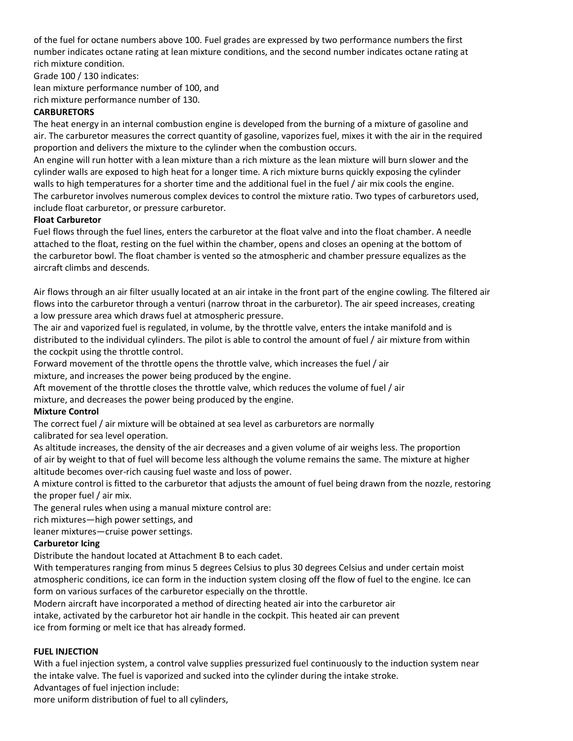of the fuel for octane numbers above 100. Fuel grades are expressed by two performance numbers the first number indicates octane rating at lean mixture conditions, and the second number indicates octane rating at rich mixture condition.

Grade 100 / 130 indicates:

lean mixture performance number of 100, and

rich mixture performance number of 130.

**CARBURETORS**

The heat energy in an internal combustion engine is developed from the burning of a mixture of gasoline and air. The carburetor measures the correct quantity of gasoline, vaporizes fuel, mixes it with the air in the required proportion and delivers the mixture to the cylinder when the combustion occurs.

An engine will run hotter with a lean mixture than a rich mixture as the lean mixture will burn slower and the cylinder walls are exposed to high heat for a longer time. A rich mixture burns quickly exposing the cylinder walls to high temperatures for a shorter time and the additional fuel in the fuel / air mix cools the engine.

The carburetor involves numerous complex devices to control the mixture ratio. Two types of carburetors used, include float carburetor, or pressure carburetor.

**Float Carburetor**

Fuel flows through the fuel lines, enters the carburetor at the float valve and into the float chamber. A needle attached to the float, resting on the fuel within the chamber, opens and closes an opening at the bottom of the carburetor bowl. The float chamber is vented so the atmospheric and chamber pressure equalizes as the aircraft climbs and descends.

Air flows through an air filter usually located at an air intake in the front part of the engine cowling. The filtered air flows into the carburetor through a venturi (narrow throat in the carburetor). The air speed increases, creating a low pressure area which draws fuel at atmospheric pressure.

The air and vaporized fuel is regulated, in volume, by the throttle valve, enters the intake manifold and is distributed to the individual cylinders. The pilot is able to control the amount of fuel / air mixture from within the cockpit using the throttle control.

Forward movement of the throttle opens the throttle valve, which increases the fuel / air mixture, and increases the power being produced by the engine.

Aft movement of the throttle closes the throttle valve, which reduces the volume of fuel / air mixture, and decreases the power being produced by the engine.

**Mixture Control**

The correct fuel / air mixture will be obtained at sea level as carburetors are normally calibrated for sea level operation.

As altitude increases, the density of the air decreases and a given volume of air weighs less. The proportion of air by weight to that of fuel will become less although the volume remains the same. The mixture at higher altitude becomes over-rich causing fuel waste and loss of power.

A mixture control is fitted to the carburetor that adjusts the amount of fuel being drawn from the nozzle, restoring the proper fuel / air mix.

The general rules when using a manual mixture control are:

rich mixtures—high power settings, and

leaner mixtures—cruise power settings.

**Carburetor Icing**

Distribute the handout located at Attachment B to each cadet.

With temperatures ranging from minus 5 degrees Celsius to plus 30 degrees Celsius and under certain moist atmospheric conditions, ice can form in the induction system closing off the flow of fuel to the engine. Ice can form on various surfaces of the carburetor especially on the throttle.

Modern aircraft have incorporated a method of directing heated air into the carburetor air intake, activated by the carburetor hot air handle in the cockpit. This heated air can prevent ice from forming or melt ice that has already formed.

**FUEL INJECTION**

With a fuel injection system, a control valve supplies pressurized fuel continuously to the induction system near the intake valve. The fuel is vaporized and sucked into the cylinder during the intake stroke.

Advantages of fuel injection include:

more uniform distribution of fuel to all cylinders,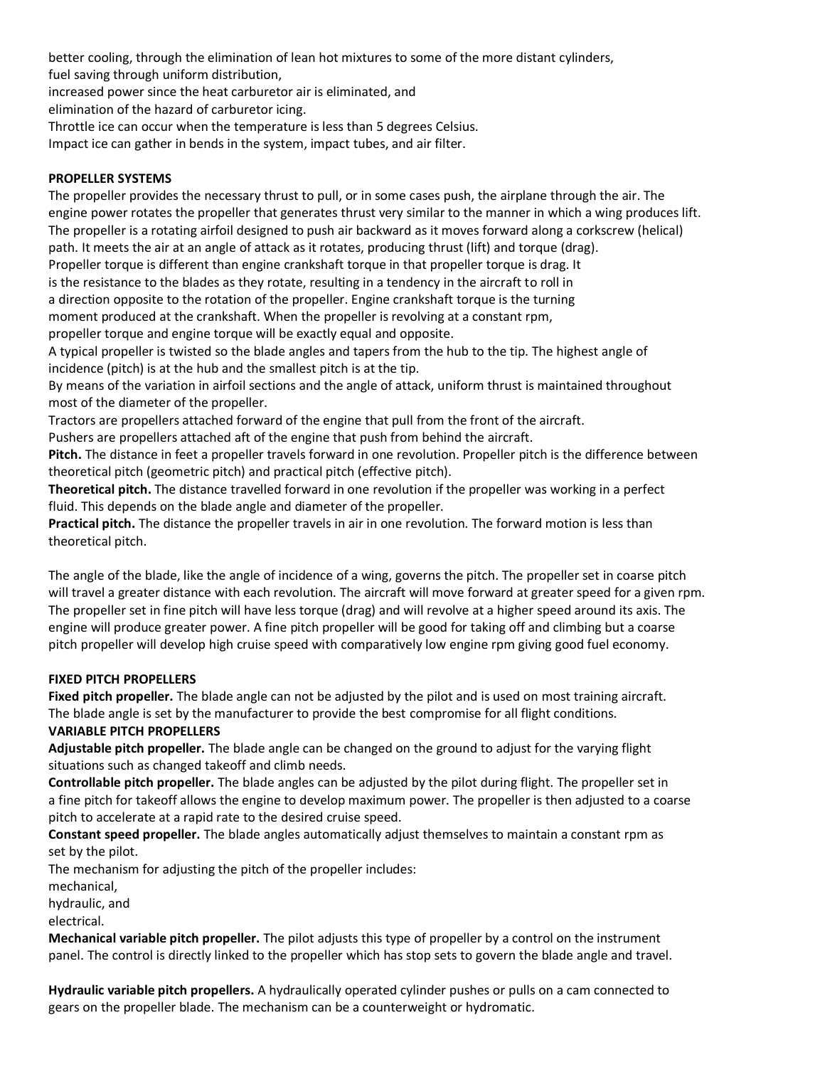better cooling, through the elimination of lean hot mixtures to some of the more distant cylinders,
fuel saving through uniform distribution,
increased power since the heat carburetor air is eliminated, and
elimination of the hazard of carburetor icing.
Throttle ice can occur when the temperature is less than 5 degrees Celsius.
Impact ice can gather in bends in the system, impact tubes, and air filter.

**PROPELLER SYSTEMS**

The propeller provides the necessary thrust to pull, or in some cases push, the airplane through the air. The engine power rotates the propeller that generates thrust very similar to the manner in which a wing produces lift. The propeller is a rotating airfoil designed to push air backward as it moves forward along a corkscrew (helical) path. It meets the air at an angle of attack as it rotates, producing thrust (lift) and torque (drag).
Propeller torque is different than engine crankshaft torque in that propeller torque is drag. It is the resistance to the blades as they rotate, resulting in a tendency in the aircraft to roll in a direction opposite to the rotation of the propeller. Engine crankshaft torque is the turning moment produced at the crankshaft. When the propeller is revolving at a constant rpm, propeller torque and engine torque will be exactly equal and opposite.
A typical propeller is twisted so the blade angles and tapers from the hub to the tip. The highest angle of incidence (pitch) is at the hub and the smallest pitch is at the tip.
By means of the variation in airfoil sections and the angle of attack, uniform thrust is maintained throughout most of the diameter of the propeller.
Tractors are propellers attached forward of the engine that pull from the front of the aircraft.
Pushers are propellers attached aft of the engine that push from behind the aircraft.
**Pitch.** The distance in feet a propeller travels forward in one revolution. Propeller pitch is the difference between theoretical pitch (geometric pitch) and practical pitch (effective pitch).
**Theoretical pitch.** The distance travelled forward in one revolution if the propeller was working in a perfect fluid. This depends on the blade angle and diameter of the propeller.
**Practical pitch.** The distance the propeller travels in air in one revolution. The forward motion is less than theoretical pitch.

The angle of the blade, like the angle of incidence of a wing, governs the pitch. The propeller set in coarse pitch will travel a greater distance with each revolution. The aircraft will move forward at greater speed for a given rpm. The propeller set in fine pitch will have less torque (drag) and will revolve at a higher speed around its axis. The engine will produce greater power. A fine pitch propeller will be good for taking off and climbing but a coarse pitch propeller will develop high cruise speed with comparatively low engine rpm giving good fuel economy.

**FIXED PITCH PROPELLERS**

**Fixed pitch propeller.** The blade angle can not be adjusted by the pilot and is used on most training aircraft. The blade angle is set by the manufacturer to provide the best compromise for all flight conditions.

**VARIABLE PITCH PROPELLERS**

**Adjustable pitch propeller.** The blade angle can be changed on the ground to adjust for the varying flight situations such as changed takeoff and climb needs.
**Controllable pitch propeller.** The blade angles can be adjusted by the pilot during flight. The propeller set in a fine pitch for takeoff allows the engine to develop maximum power. The propeller is then adjusted to a coarse pitch to accelerate at a rapid rate to the desired cruise speed.
**Constant speed propeller.** The blade angles automatically adjust themselves to maintain a constant rpm as set by the pilot.
The mechanism for adjusting the pitch of the propeller includes:
mechanical,
hydraulic, and
electrical.
**Mechanical variable pitch propeller.** The pilot adjusts this type of propeller by a control on the instrument panel. The control is directly linked to the propeller which has stop sets to govern the blade angle and travel.

**Hydraulic variable pitch propellers.** A hydraulically operated cylinder pushes or pulls on a cam connected to gears on the propeller blade. The mechanism can be a counterweight or hydromatic.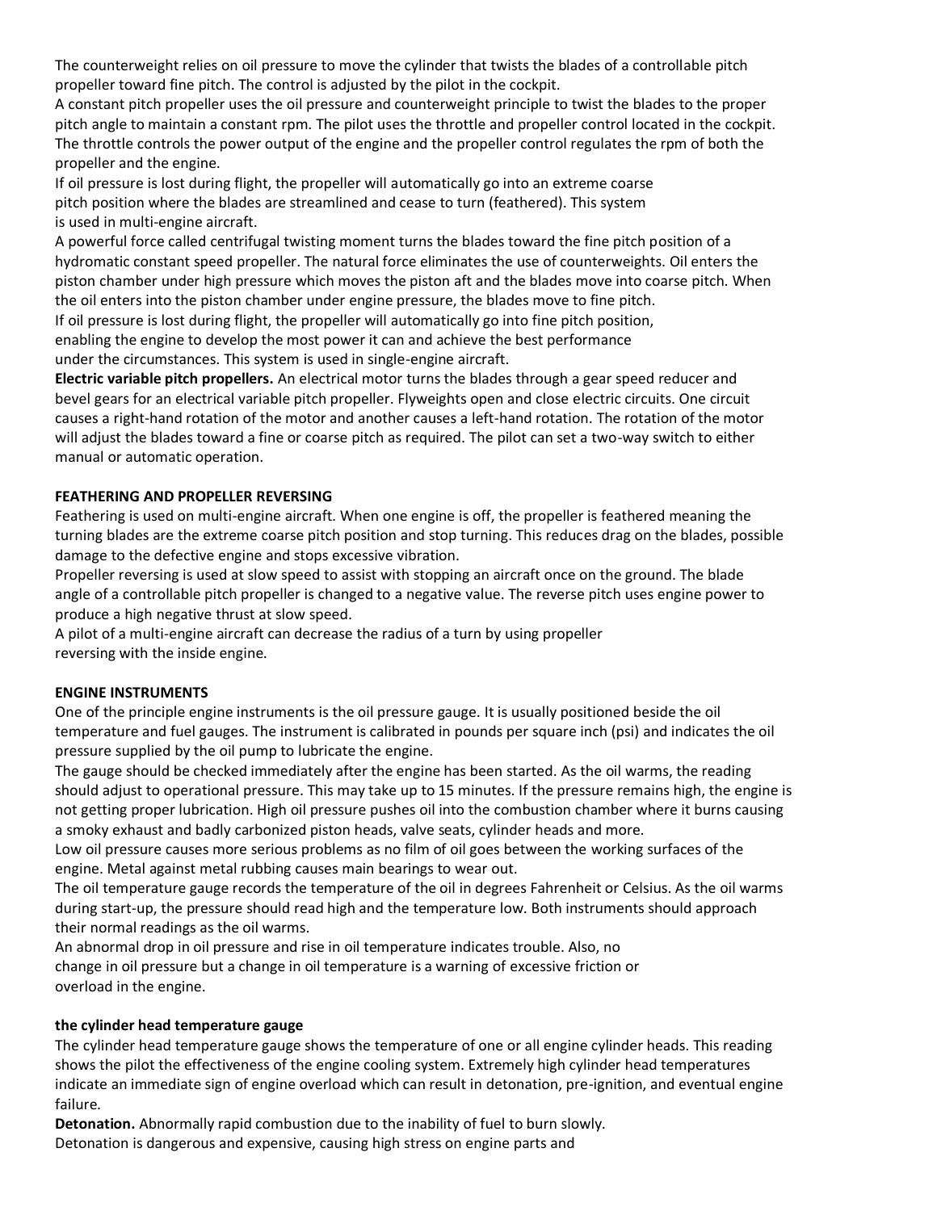The counterweight relies on oil pressure to move the cylinder that twists the blades of a controllable pitch propeller toward fine pitch. The control is adjusted by the pilot in the cockpit.
A constant pitch propeller uses the oil pressure and counterweight principle to twist the blades to the proper pitch angle to maintain a constant rpm. The pilot uses the throttle and propeller control located in the cockpit. The throttle controls the power output of the engine and the propeller control regulates the rpm of both the propeller and the engine.
If oil pressure is lost during flight, the propeller will automatically go into an extreme coarse pitch position where the blades are streamlined and cease to turn (feathered). This system is used in multi-engine aircraft.
A powerful force called centrifugal twisting moment turns the blades toward the fine pitch position of a hydromatic constant speed propeller. The natural force eliminates the use of counterweights. Oil enters the piston chamber under high pressure which moves the piston aft and the blades move into coarse pitch. When the oil enters into the piston chamber under engine pressure, the blades move to fine pitch.
If oil pressure is lost during flight, the propeller will automatically go into fine pitch position, enabling the engine to develop the most power it can and achieve the best performance under the circumstances. This system is used in single-engine aircraft.
**Electric variable pitch propellers.** An electrical motor turns the blades through a gear speed reducer and bevel gears for an electrical variable pitch propeller. Flyweights open and close electric circuits. One circuit causes a right-hand rotation of the motor and another causes a left-hand rotation. The rotation of the motor will adjust the blades toward a fine or coarse pitch as required. The pilot can set a two-way switch to either manual or automatic operation.

**FEATHERING AND PROPELLER REVERSING**

Feathering is used on multi-engine aircraft. When one engine is off, the propeller is feathered meaning the turning blades are the extreme coarse pitch position and stop turning. This reduces drag on the blades, possible damage to the defective engine and stops excessive vibration.
Propeller reversing is used at slow speed to assist with stopping an aircraft once on the ground. The blade angle of a controllable pitch propeller is changed to a negative value. The reverse pitch uses engine power to produce a high negative thrust at slow speed.
A pilot of a multi-engine aircraft can decrease the radius of a turn by using propeller reversing with the inside engine.

**ENGINE INSTRUMENTS**

One of the principle engine instruments is the oil pressure gauge. It is usually positioned beside the oil temperature and fuel gauges. The instrument is calibrated in pounds per square inch (psi) and indicates the oil pressure supplied by the oil pump to lubricate the engine.
The gauge should be checked immediately after the engine has been started. As the oil warms, the reading should adjust to operational pressure. This may take up to 15 minutes. If the pressure remains high, the engine is not getting proper lubrication. High oil pressure pushes oil into the combustion chamber where it burns causing a smoky exhaust and badly carbonized piston heads, valve seats, cylinder heads and more.
Low oil pressure causes more serious problems as no film of oil goes between the working surfaces of the engine. Metal against metal rubbing causes main bearings to wear out.
The oil temperature gauge records the temperature of the oil in degrees Fahrenheit or Celsius. As the oil warms during start-up, the pressure should read high and the temperature low. Both instruments should approach their normal readings as the oil warms.
An abnormal drop in oil pressure and rise in oil temperature indicates trouble. Also, no change in oil pressure but a change in oil temperature is a warning of excessive friction or overload in the engine.

**the cylinder head temperature gauge**

The cylinder head temperature gauge shows the temperature of one or all engine cylinder heads. This reading shows the pilot the effectiveness of the engine cooling system. Extremely high cylinder head temperatures indicate an immediate sign of engine overload which can result in detonation, pre-ignition, and eventual engine failure.
**Detonation.** Abnormally rapid combustion due to the inability of fuel to burn slowly.
Detonation is dangerous and expensive, causing high stress on engine parts and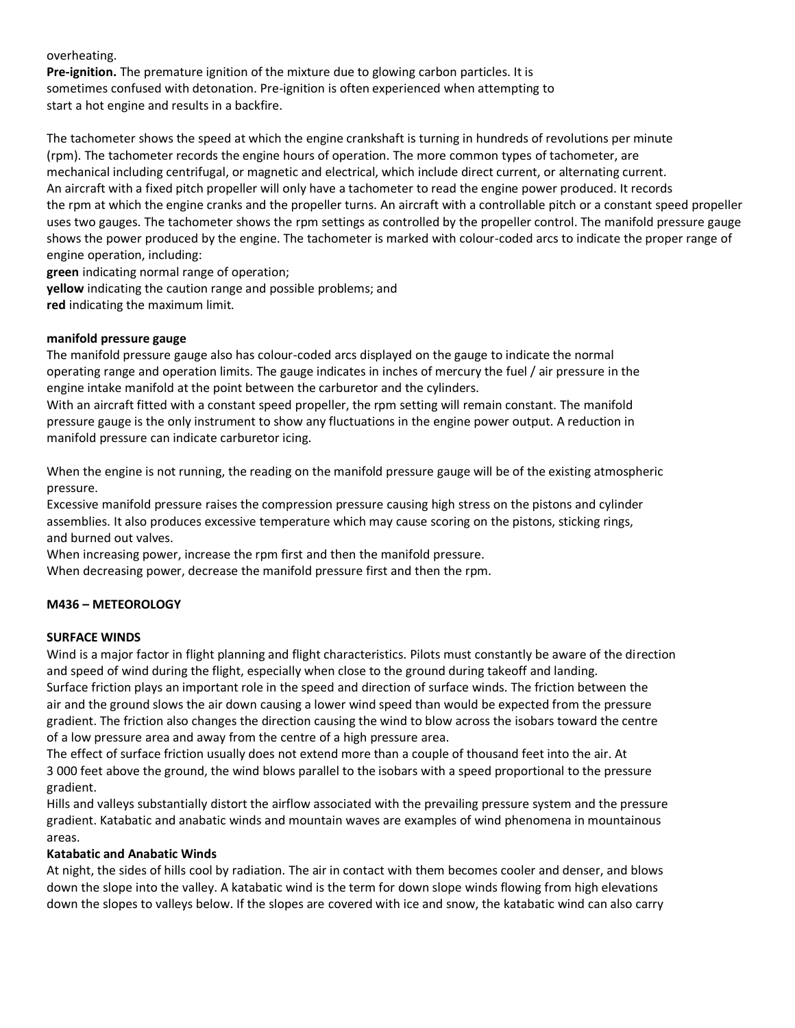overheating.
**Pre-ignition.** The premature ignition of the mixture due to glowing carbon particles. It is sometimes confused with detonation. Pre-ignition is often experienced when attempting to start a hot engine and results in a backfire.

The tachometer shows the speed at which the engine crankshaft is turning in hundreds of revolutions per minute (rpm). The tachometer records the engine hours of operation. The more common types of tachometer, are mechanical including centrifugal, or magnetic and electrical, which include direct current, or alternating current. An aircraft with a fixed pitch propeller will only have a tachometer to read the engine power produced. It records the rpm at which the engine cranks and the propeller turns. An aircraft with a controllable pitch or a constant speed propeller uses two gauges. The tachometer shows the rpm settings as controlled by the propeller control. The manifold pressure gauge shows the power produced by the engine. The tachometer is marked with colour-coded arcs to indicate the proper range of engine operation, including:
**green** indicating normal range of operation;
**yellow** indicating the caution range and possible problems; and
**red** indicating the maximum limit.

**manifold pressure gauge**
The manifold pressure gauge also has colour-coded arcs displayed on the gauge to indicate the normal operating range and operation limits. The gauge indicates in inches of mercury the fuel / air pressure in the engine intake manifold at the point between the carburetor and the cylinders.
With an aircraft fitted with a constant speed propeller, the rpm setting will remain constant. The manifold pressure gauge is the only instrument to show any fluctuations in the engine power output. A reduction in manifold pressure can indicate carburetor icing.

When the engine is not running, the reading on the manifold pressure gauge will be of the existing atmospheric pressure.
Excessive manifold pressure raises the compression pressure causing high stress on the pistons and cylinder assemblies. It also produces excessive temperature which may cause scoring on the pistons, sticking rings, and burned out valves.
When increasing power, increase the rpm first and then the manifold pressure.
When decreasing power, decrease the manifold pressure first and then the rpm.

## M436 – METEOROLOGY

### SURFACE WINDS

Wind is a major factor in flight planning and flight characteristics. Pilots must constantly be aware of the direction and speed of wind during the flight, especially when close to the ground during takeoff and landing.
Surface friction plays an important role in the speed and direction of surface winds. The friction between the air and the ground slows the air down causing a lower wind speed than would be expected from the pressure gradient. The friction also changes the direction causing the wind to blow across the isobars toward the centre of a low pressure area and away from the centre of a high pressure area.
The effect of surface friction usually does not extend more than a couple of thousand feet into the air. At 3 000 feet above the ground, the wind blows parallel to the isobars with a speed proportional to the pressure gradient.
Hills and valleys substantially distort the airflow associated with the prevailing pressure system and the pressure gradient. Katabatic and anabatic winds and mountain waves are examples of wind phenomena in mountainous areas.

**Katabatic and Anabatic Winds**
At night, the sides of hills cool by radiation. The air in contact with them becomes cooler and denser, and blows down the slope into the valley. A katabatic wind is the term for down slope winds flowing from high elevations down the slopes to valleys below. If the slopes are covered with ice and snow, the katabatic wind can also carry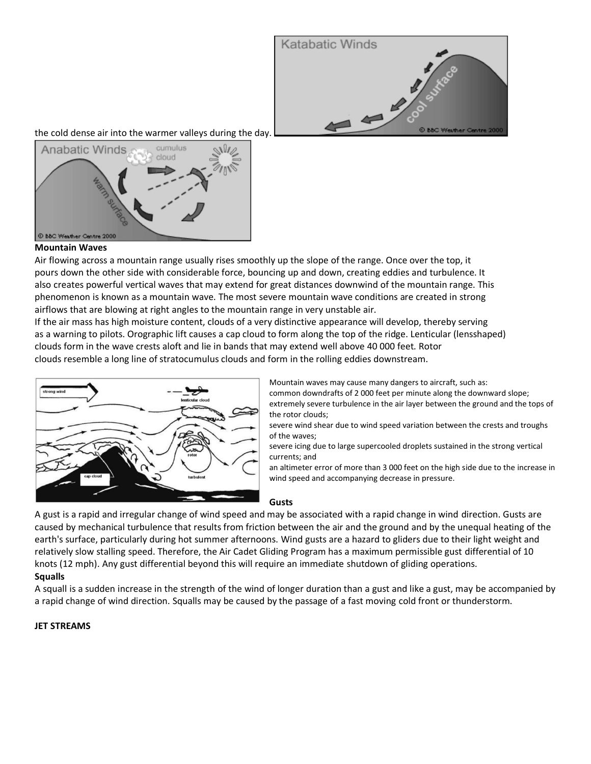the cold dense air into the warmer valleys during the day.

**Mountain Waves**

Air flowing across a mountain range usually rises smoothly up the slope of the range. Once over the top, it pours down the other side with considerable force, bouncing up and down, creating eddies and turbulence. It also creates powerful vertical waves that may extend for great distances downwind of the mountain range. This phenomenon is known as a mountain wave. The most severe mountain wave conditions are created in strong airflows that are blowing at right angles to the mountain range in very unstable air.

If the air mass has high moisture content, clouds of a very distinctive appearance will develop, thereby serving as a warning to pilots. Orographic lift causes a cap cloud to form along the top of the ridge. Lenticular (lensshaped) clouds form in the wave crests aloft and lie in bands that may extend well above 40 000 feet. Rotor clouds resemble a long line of stratocumulus clouds and form in the rolling eddies downstream.

Mountain waves may cause many dangers to aircraft, such as:

common downdrafts of 2 000 feet per minute along the downward slope;

extremely severe turbulence in the air layer between the ground and the tops of the rotor clouds;

severe wind shear due to wind speed variation between the crests and troughs of the waves;

severe icing due to large supercooled droplets sustained in the strong vertical currents; and

an altimeter error of more than 3 000 feet on the high side due to the increase in wind speed and accompanying decrease in pressure.

**Gusts**

A gust is a rapid and irregular change of wind speed and may be associated with a rapid change in wind direction. Gusts are caused by mechanical turbulence that results from friction between the air and the ground and by the unequal heating of the earth's surface, particularly during hot summer afternoons. Wind gusts are a hazard to gliders due to their light weight and relatively slow stalling speed. Therefore, the Air Cadet Gliding Program has a maximum permissible gust differential of 10 knots (12 mph). Any gust differential beyond this will require an immediate shutdown of gliding operations.

**Squalls**

A squall is a sudden increase in the strength of the wind of longer duration than a gust and like a gust, may be accompanied by a rapid change of wind direction. Squalls may be caused by the passage of a fast moving cold front or thunderstorm.

**JET STREAMS**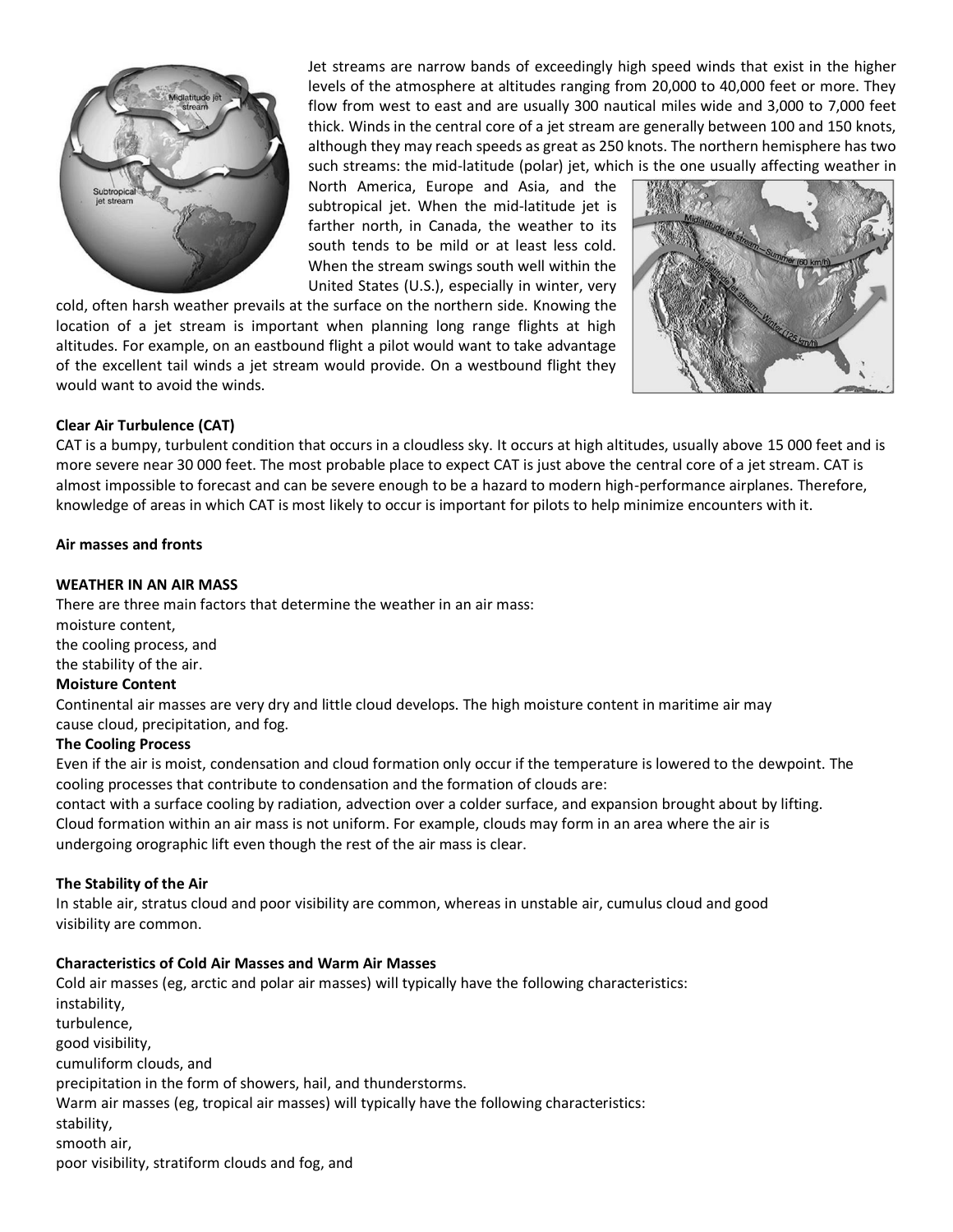Jet streams are narrow bands of exceedingly high speed winds that exist in the higher levels of the atmosphere at altitudes ranging from 20,000 to 40,000 feet or more. They flow from west to east and are usually 300 nautical miles wide and 3,000 to 7,000 feet thick. Winds in the central core of a jet stream are generally between 100 and 150 knots, although they may reach speeds as great as 250 knots. The northern hemisphere has two such streams: the mid-latitude (polar) jet, which is the one usually affecting weather in North America, Europe and Asia, and the subtropical jet. When the mid-latitude jet is farther north, in Canada, the weather to its south tends to be mild or at least less cold. When the stream swings south well within the United States (U.S.), especially in winter, very cold, often harsh weather prevails at the surface on the northern side. Knowing the location of a jet stream is important when planning long range flights at high altitudes. For example, on an eastbound flight a pilot would want to take advantage of the excellent tail winds a jet stream would provide. On a westbound flight they would want to avoid the winds.

**Clear Air Turbulence (CAT)**

CAT is a bumpy, turbulent condition that occurs in a cloudless sky. It occurs at high altitudes, usually above 15 000 feet and is more severe near 30 000 feet. The most probable place to expect CAT is just above the central core of a jet stream. CAT is almost impossible to forecast and can be severe enough to be a hazard to modern high-performance airplanes. Therefore, knowledge of areas in which CAT is most likely to occur is important for pilots to help minimize encounters with it.

**Air masses and fronts**

**WEATHER IN AN AIR MASS**

There are three main factors that determine the weather in an air mass:
moisture content,
the cooling process, and
the stability of the air.

**Moisture Content**

Continental air masses are very dry and little cloud develops. The high moisture content in maritime air may cause cloud, precipitation, and fog.

**The Cooling Process**

Even if the air is moist, condensation and cloud formation only occur if the temperature is lowered to the dewpoint. The cooling processes that contribute to condensation and the formation of clouds are:
contact with a surface cooling by radiation, advection over a colder surface, and expansion brought about by lifting.
Cloud formation within an air mass is not uniform. For example, clouds may form in an area where the air is undergoing orographic lift even though the rest of the air mass is clear.

**The Stability of the Air**

In stable air, stratus cloud and poor visibility are common, whereas in unstable air, cumulus cloud and good visibility are common.

**Characteristics of Cold Air Masses and Warm Air Masses**

Cold air masses (eg, arctic and polar air masses) will typically have the following characteristics:
instability,
turbulence,
good visibility,
cumuliform clouds, and
precipitation in the form of showers, hail, and thunderstorms.
Warm air masses (eg, tropical air masses) will typically have the following characteristics:
stability,
smooth air,
poor visibility, stratiform clouds and fog, and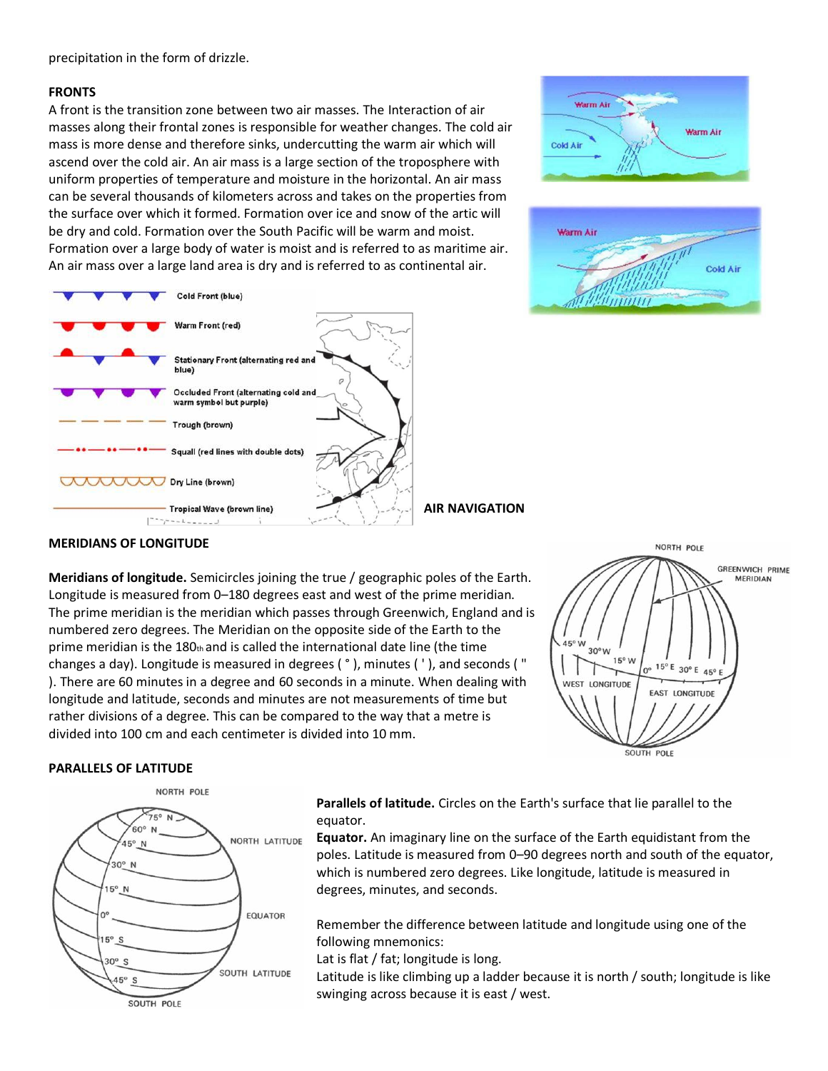precipitation in the form of drizzle.

**FRONTS**

A front is the transition zone between two air masses. The Interaction of air masses along their frontal zones is responsible for weather changes. The cold air mass is more dense and therefore sinks, undercutting the warm air which will ascend over the cold air. An air mass is a large section of the troposphere with uniform properties of temperature and moisture in the horizontal. An air mass can be several thousands of kilometers across and takes on the properties from the surface over which it formed. Formation over ice and snow of the artic will be dry and cold. Formation over the South Pacific will be warm and moist. Formation over a large body of water is moist and is referred to as maritime air. An air mass over a large land area is dry and is referred to as continental air.

**AIR NAVIGATION**

**MERIDIANS OF LONGITUDE**

**Meridians of longitude.** Semicircles joining the true / geographic poles of the Earth. Longitude is measured from 0–180 degrees east and west of the prime meridian. The prime meridian is the meridian which passes through Greenwich, England and is numbered zero degrees. The Meridian on the opposite side of the Earth to the prime meridian is the 180th and is called the international date line (the time changes a day). Longitude is measured in degrees ( ° ), minutes ( ' ), and seconds ( " ). There are 60 minutes in a degree and 60 seconds in a minute. When dealing with longitude and latitude, seconds and minutes are not measurements of time but rather divisions of a degree. This can be compared to the way that a metre is divided into 100 cm and each centimeter is divided into 10 mm.

**PARALLELS OF LATITUDE**

**Parallels of latitude.** Circles on the Earth's surface that lie parallel to the equator.

**Equator.** An imaginary line on the surface of the Earth equidistant from the poles. Latitude is measured from 0–90 degrees north and south of the equator, which is numbered zero degrees. Like longitude, latitude is measured in degrees, minutes, and seconds.

Remember the difference between latitude and longitude using one of the following mnemonics:

Lat is flat / fat; longitude is long.

Latitude is like climbing up a ladder because it is north / south; longitude is like swinging across because it is east / west.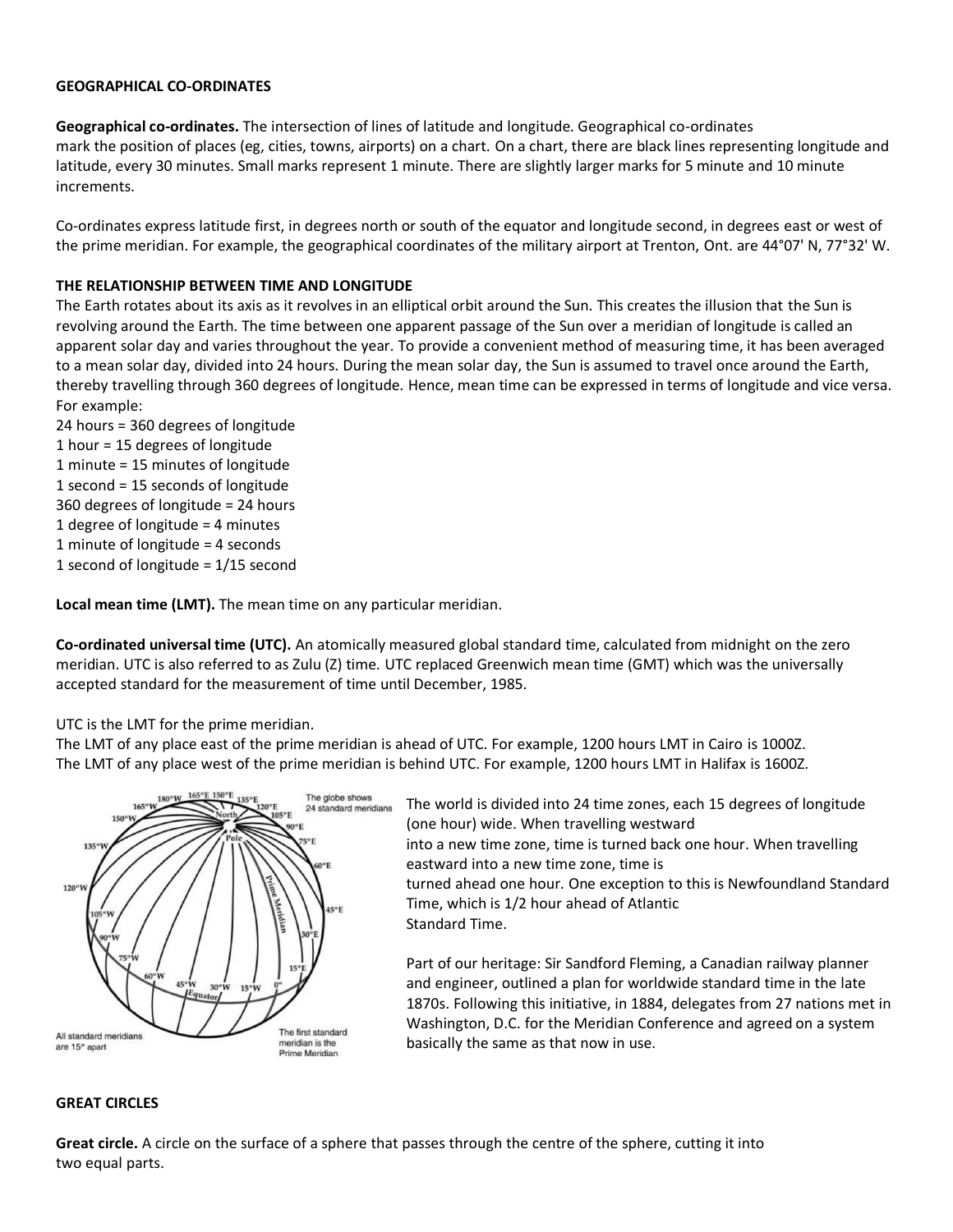## GEOGRAPHICAL CO-ORDINATES

**Geographical co-ordinates.** The intersection of lines of latitude and longitude. Geographical co-ordinates mark the position of places (eg, cities, towns, airports) on a chart. On a chart, there are black lines representing longitude and latitude, every 30 minutes. Small marks represent 1 minute. There are slightly larger marks for 5 minute and 10 minute increments.

Co-ordinates express latitude first, in degrees north or south of the equator and longitude second, in degrees east or west of the prime meridian. For example, the geographical coordinates of the military airport at Trenton, Ont. are 44°07' N, 77°32' W.

## THE RELATIONSHIP BETWEEN TIME AND LONGITUDE

The Earth rotates about its axis as it revolves in an elliptical orbit around the Sun. This creates the illusion that the Sun is revolving around the Earth. The time between one apparent passage of the Sun over a meridian of longitude is called an apparent solar day and varies throughout the year. To provide a convenient method of measuring time, it has been averaged to a mean solar day, divided into 24 hours. During the mean solar day, the Sun is assumed to travel once around the Earth, thereby travelling through 360 degrees of longitude. Hence, mean time can be expressed in terms of longitude and vice versa. For example:

24 hours = 360 degrees of longitude
1 hour = 15 degrees of longitude
1 minute = 15 minutes of longitude
1 second = 15 seconds of longitude
360 degrees of longitude = 24 hours
1 degree of longitude = 4 minutes
1 minute of longitude = 4 seconds
1 second of longitude = 1/15 second

**Local mean time (LMT).** The mean time on any particular meridian.

**Co-ordinated universal time (UTC).** An atomically measured global standard time, calculated from midnight on the zero meridian. UTC is also referred to as Zulu (Z) time. UTC replaced Greenwich mean time (GMT) which was the universally accepted standard for the measurement of time until December, 1985.

UTC is the LMT for the prime meridian.
The LMT of any place east of the prime meridian is ahead of UTC. For example, 1200 hours LMT in Cairo is 1000Z.
The LMT of any place west of the prime meridian is behind UTC. For example, 1200 hours LMT in Halifax is 1600Z.

The globe shows 24 standard meridians

All standard meridians are 15° apart

The first standard meridian is the Prime Meridian

The world is divided into 24 time zones, each 15 degrees of longitude (one hour) wide. When travelling westward into a new time zone, time is turned back one hour. When travelling eastward into a new time zone, time is turned ahead one hour. One exception to this is Newfoundland Standard Time, which is 1/2 hour ahead of Atlantic Standard Time.

Part of our heritage: Sir Sandford Fleming, a Canadian railway planner and engineer, outlined a plan for worldwide standard time in the late 1870s. Following this initiative, in 1884, delegates from 27 nations met in Washington, D.C. for the Meridian Conference and agreed on a system basically the same as that now in use.

## GREAT CIRCLES

**Great circle.** A circle on the surface of a sphere that passes through the centre of the sphere, cutting it into two equal parts.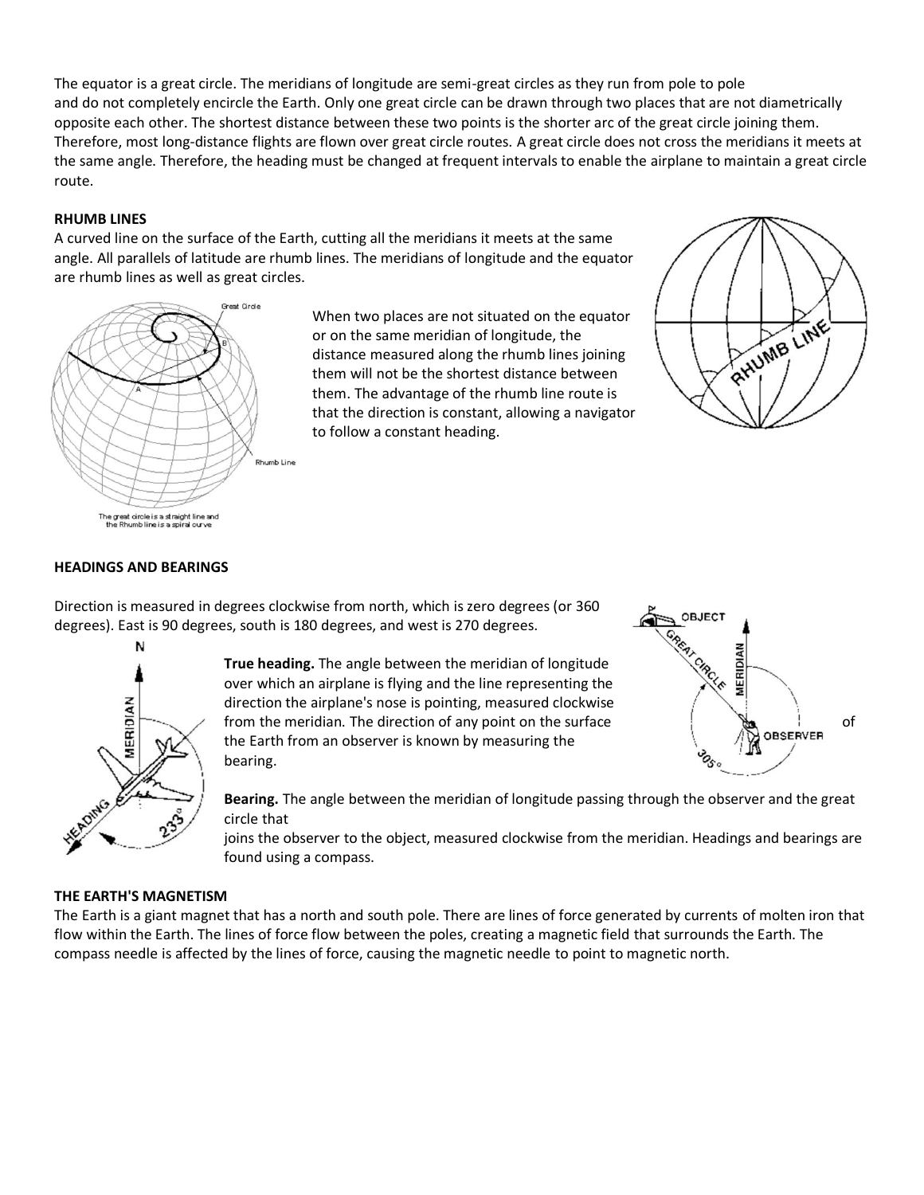The equator is a great circle. The meridians of longitude are semi-great circles as they run from pole to pole and do not completely encircle the Earth. Only one great circle can be drawn through two places that are not diametrically opposite each other. The shortest distance between these two points is the shorter arc of the great circle joining them. Therefore, most long-distance flights are flown over great circle routes. A great circle does not cross the meridians it meets at the same angle. Therefore, the heading must be changed at frequent intervals to enable the airplane to maintain a great circle route.

**RHUMB LINES**

A curved line on the surface of the Earth, cutting all the meridians it meets at the same angle. All parallels of latitude are rhumb lines. The meridians of longitude and the equator are rhumb lines as well as great circles.

When two places are not situated on the equator or on the same meridian of longitude, the distance measured along the rhumb lines joining them will not be the shortest distance between them. The advantage of the rhumb line route is that the direction is constant, allowing a navigator to follow a constant heading.

The great circle is a straight line and the Rhumb line is a spiral curve

**HEADINGS AND BEARINGS**

Direction is measured in degrees clockwise from north, which is zero degrees (or 360 degrees). East is 90 degrees, south is 180 degrees, and west is 270 degrees.

**True heading.** The angle between the meridian of longitude over which an airplane is flying and the line representing the direction the airplane's nose is pointing, measured clockwise from the meridian. The direction of any point on the surface of the Earth from an observer is known by measuring the bearing.

**Bearing.** The angle between the meridian of longitude passing through the observer and the great circle that joins the observer to the object, measured clockwise from the meridian. Headings and bearings are found using a compass.

**THE EARTH'S MAGNETISM**

The Earth is a giant magnet that has a north and south pole. There are lines of force generated by currents of molten iron that flow within the Earth. The lines of force flow between the poles, creating a magnetic field that surrounds the Earth. The compass needle is affected by the lines of force, causing the magnetic needle to point to magnetic north.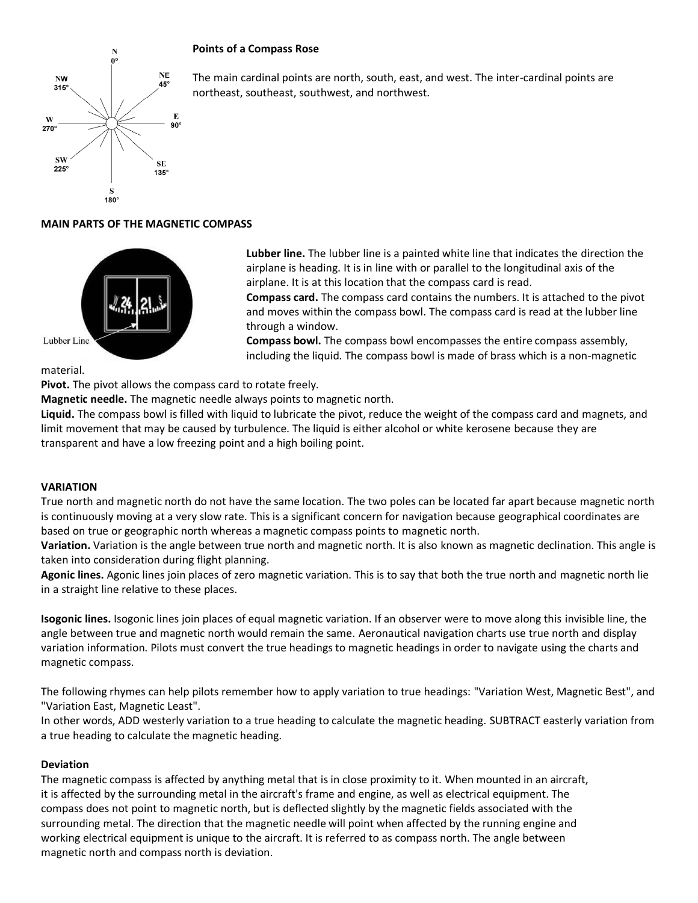### Points of a Compass Rose

The main cardinal points are north, south, east, and west. The inter-cardinal points are northeast, southeast, southwest, and northwest.

### MAIN PARTS OF THE MAGNETIC COMPASS

**Lubber line.** The lubber line is a painted white line that indicates the direction the airplane is heading. It is in line with or parallel to the longitudinal axis of the airplane. It is at this location that the compass card is read.

**Compass card.** The compass card contains the numbers. It is attached to the pivot and moves within the compass bowl. The compass card is read at the lubber line through a window.

**Compass bowl.** The compass bowl encompasses the entire compass assembly, including the liquid. The compass bowl is made of brass which is a non-magnetic material.

**Pivot.** The pivot allows the compass card to rotate freely.

**Magnetic needle.** The magnetic needle always points to magnetic north.

**Liquid.** The compass bowl is filled with liquid to lubricate the pivot, reduce the weight of the compass card and magnets, and limit movement that may be caused by turbulence. The liquid is either alcohol or white kerosene because they are transparent and have a low freezing point and a high boiling point.

### VARIATION

True north and magnetic north do not have the same location. The two poles can be located far apart because magnetic north is continuously moving at a very slow rate. This is a significant concern for navigation because geographical coordinates are based on true or geographic north whereas a magnetic compass points to magnetic north.

**Variation.** Variation is the angle between true north and magnetic north. It is also known as magnetic declination. This angle is taken into consideration during flight planning.

**Agonic lines.** Agonic lines join places of zero magnetic variation. This is to say that both the true north and magnetic north lie in a straight line relative to these places.

**Isogonic lines.** Isogonic lines join places of equal magnetic variation. If an observer were to move along this invisible line, the angle between true and magnetic north would remain the same. Aeronautical navigation charts use true north and display variation information. Pilots must convert the true headings to magnetic headings in order to navigate using the charts and magnetic compass.

The following rhymes can help pilots remember how to apply variation to true headings: "Variation West, Magnetic Best", and "Variation East, Magnetic Least".
In other words, ADD westerly variation to a true heading to calculate the magnetic heading. SUBTRACT easterly variation from a true heading to calculate the magnetic heading.

### Deviation

The magnetic compass is affected by anything metal that is in close proximity to it. When mounted in an aircraft, it is affected by the surrounding metal in the aircraft's frame and engine, as well as electrical equipment. The compass does not point to magnetic north, but is deflected slightly by the magnetic fields associated with the surrounding metal. The direction that the magnetic needle will point when affected by the running engine and working electrical equipment is unique to the aircraft. It is referred to as compass north. The angle between magnetic north and compass north is deviation.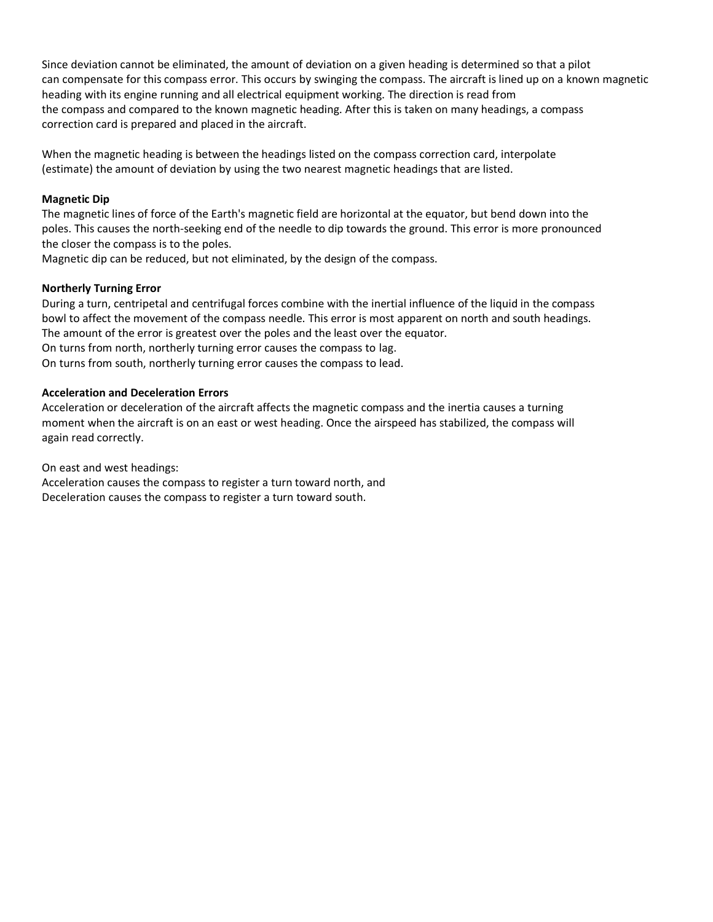Since deviation cannot be eliminated, the amount of deviation on a given heading is determined so that a pilot can compensate for this compass error. This occurs by swinging the compass. The aircraft is lined up on a known magnetic heading with its engine running and all electrical equipment working. The direction is read from the compass and compared to the known magnetic heading. After this is taken on many headings, a compass correction card is prepared and placed in the aircraft.

When the magnetic heading is between the headings listed on the compass correction card, interpolate (estimate) the amount of deviation by using the two nearest magnetic headings that are listed.

**Magnetic Dip**

The magnetic lines of force of the Earth's magnetic field are horizontal at the equator, but bend down into the poles. This causes the north-seeking end of the needle to dip towards the ground. This error is more pronounced the closer the compass is to the poles.

Magnetic dip can be reduced, but not eliminated, by the design of the compass.

**Northerly Turning Error**

During a turn, centripetal and centrifugal forces combine with the inertial influence of the liquid in the compass bowl to affect the movement of the compass needle. This error is most apparent on north and south headings.

The amount of the error is greatest over the poles and the least over the equator.

On turns from north, northerly turning error causes the compass to lag.

On turns from south, northerly turning error causes the compass to lead.

**Acceleration and Deceleration Errors**

Acceleration or deceleration of the aircraft affects the magnetic compass and the inertia causes a turning moment when the aircraft is on an east or west heading. Once the airspeed has stabilized, the compass will again read correctly.

On east and west headings:

Acceleration causes the compass to register a turn toward north, and

Deceleration causes the compass to register a turn toward south.